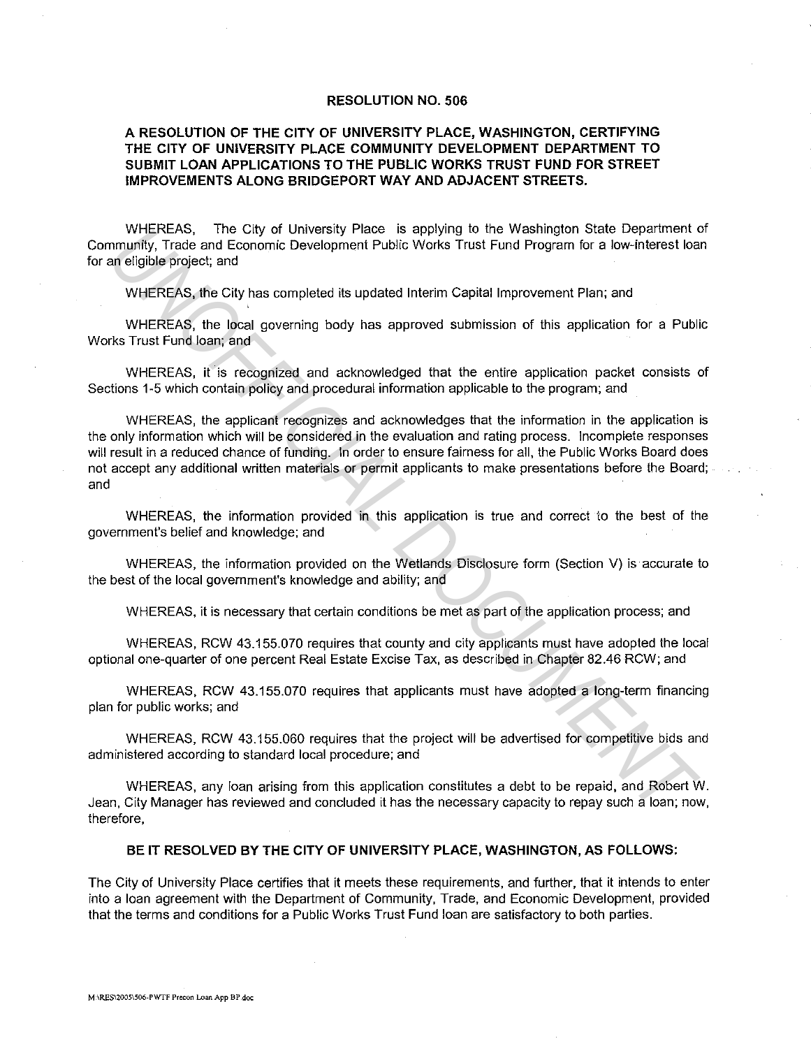# RESOLUTION NO. 506

## A RESOLUTION OF THE CITY OF UNIVERSITY PLACE, WASHINGTON, CERTIFYING THE CITY OF UNIVERSITY PLACE COMMUNITY DEVELOPMENT DEPARTMENT TO SUBMIT LOAN APPLICATIONS TO THE PUBLIC WORKS TRUST FUND FOR STREET IMPROVEMENTS ALONG BRIDGEPORT WAY AND ADJACENT STREETS.

WHEREAS, The City of University Place is applying to the Washington State Department of Community, Trade and Economic Development Public Works Trust Fund Program for a low-interest loan for an eligible project; and

WHEREAS, the City has completed its updated Interim Capital Improvement Plan; and

WHEREAS, the local governing body has approved submission of this application for a Public Works Trust Fund loan; and

WHEREAS, it is recognized and acknowledged that the entire application packet consists of Sections 1-5 which contain policy and procedural information applicable to the program; and

WHEREAS, the applicant recognizes and acknowledges that the information in the application is the only information which will be considered in the evaluation and rating process. Incomplete responses will result in a reduced chance of funding. In order to ensure fairness for all, the Public Works Board does not accept any additional written materials or permit applicants to make presentations before the Board; and

WHEREAS, the information provided in this application is true and correct to the best of the government's belief and knowledge; and

WHEREAS, the information provided on the Wetlands Disclosure form (Section V) is accurate to the best of the local government's knowledge and ability; and

WHEREAS, it is necessary that certain conditions be met as part of the application process; and

WHEREAS, RCW 43.155.070 requires that county and city applicants must have adopted the local optional one-quarter of one percent Real Estate Excise Tax, as described in Chapter 82.46 RCW; and

WHEREAS, RCW 43.155.070 requires that applicants must have adopted a long-term financing plan for public works; and

WHEREAS, RCW 43.155.060 requires that the project will be advertised for competitive bids and administered according to standard local procedure; and

WHEREAS, any loan arising from this application constitutes a debt to be repaid, and Robert W. Jean, City Manager has reviewed and concluded it has the necessary capacity to repay such a loan; now, therefore,

**BE IT RESOLVED BY THE CITY OF UNIVERSITY PLACE, WASHINGTON, AS FOLLOWS:**

The City of University Place certifies that it meets these requirements, and further, that it intends to enter into a loan agreement with the Department of Community, Trade, and Economic Development, provided that the terms and conditions for a Public Works Trust Fund loan are satisfactory to both parties.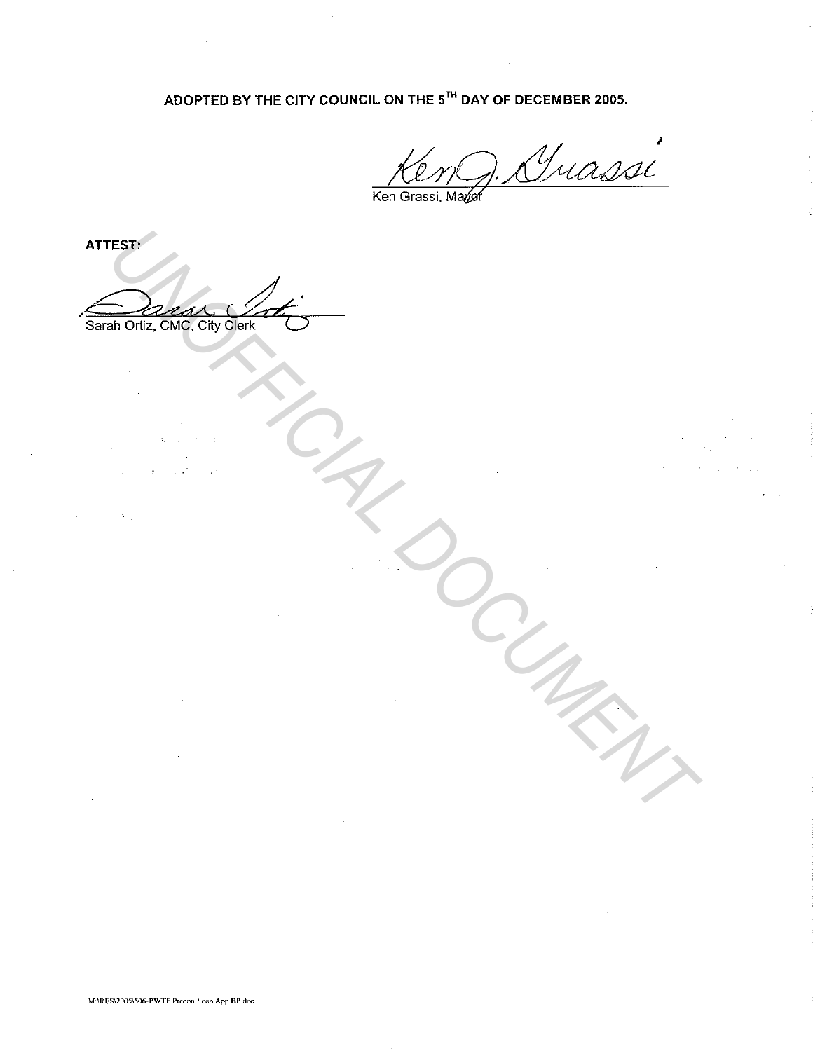**ADOPTED BY THE CITY COUNCIL ON THE 5TH DAY OF DECEMBER 2005.**

Ken Grassi, Mayor

**ATTEST:**

Sarah Ortiz, CMC, City Clerk

UNOFFICIAL DOCUMENT

M:\RES\2005\506-PWTF Precon Loan App BP doc